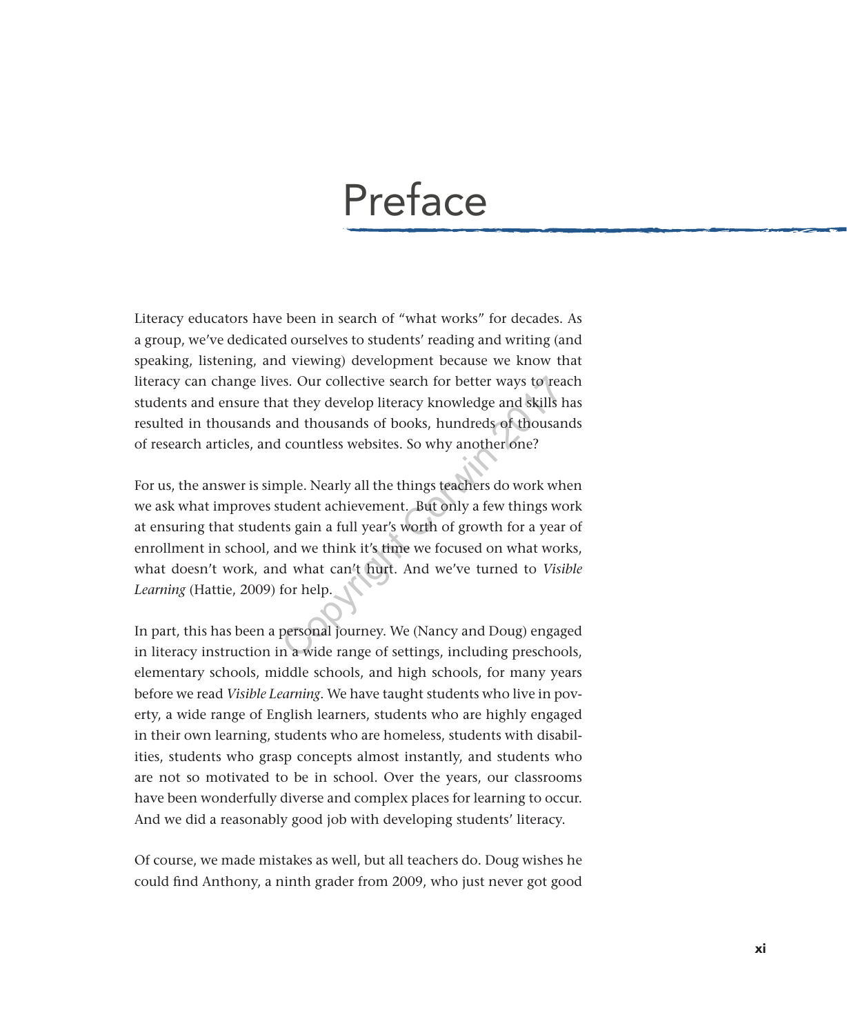# Preface

Literacy educators have been in search of "what works" for decades. As a group, we've dedicated ourselves to students' reading and writing (and speaking, listening, and viewing) development because we know that literacy can change lives. Our collective search for better ways to reach students and ensure that they develop literacy knowledge and skills has resulted in thousands and thousands of books, hundreds of thousands of research articles, and countless websites. So why another one?

For us, the answer is simple. Nearly all the things teachers do work when we ask what improves student achievement. But only a few things work at ensuring that students gain a full year's worth of growth for a year of enrollment in school, and we think it's time we focused on what works, what doesn't work, and what can't hurt. And we've turned to *Visible Learning* (Hattie, 2009) for help.

In part, this has been a personal journey. We (Nancy and Doug) engaged in literacy instruction in a wide range of settings, including preschools, elementary schools, middle schools, and high schools, for many years before we read *Visible Learning*. We have taught students who live in poverty, a wide range of English learners, students who are highly engaged in their own learning, students who are homeless, students with disabilities, students who grasp concepts almost instantly, and students who are not so motivated to be in school. Over the years, our classrooms have been wonderfully diverse and complex places for learning to occur. And we did a reasonably good job with developing students' literacy.

Of course, we made mistakes as well, but all teachers do. Doug wishes he could find Anthony, a ninth grader from 2009, who just never got good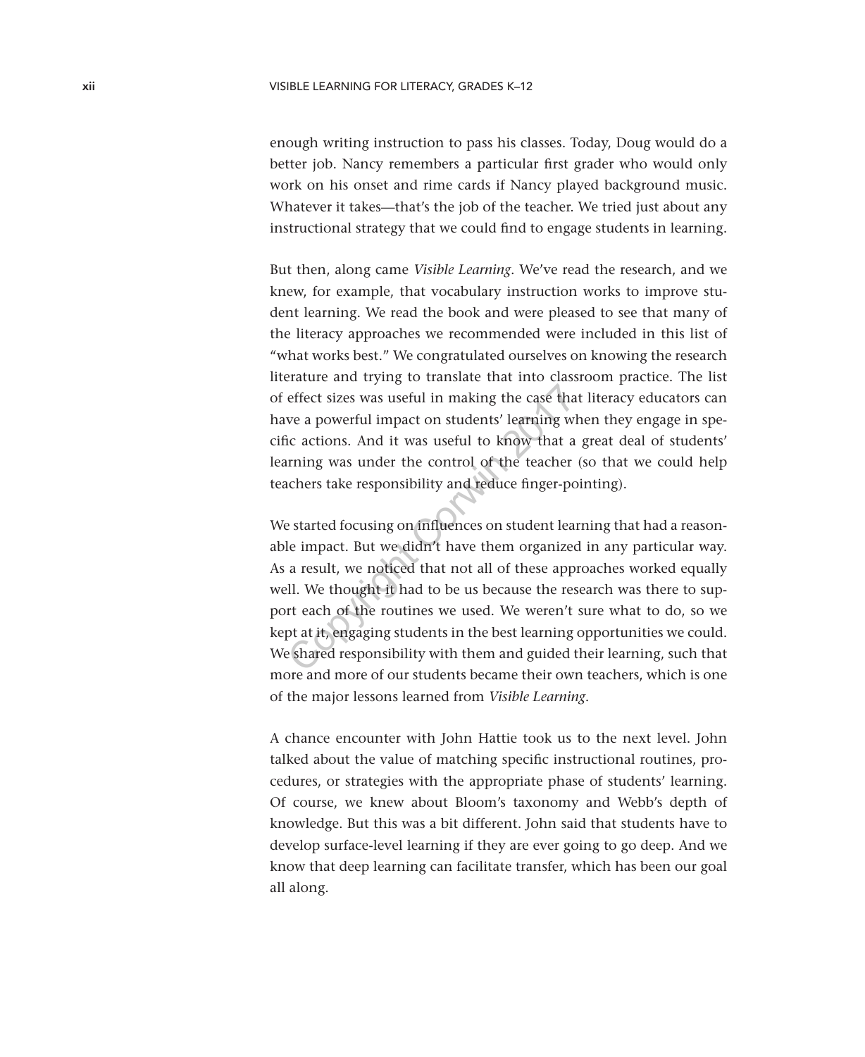enough writing instruction to pass his classes. Today, Doug would do a better job. Nancy remembers a particular first grader who would only work on his onset and rime cards if Nancy played background music. Whatever it takes—that's the job of the teacher. We tried just about any instructional strategy that we could find to engage students in learning.

But then, along came *Visible Learning*. We've read the research, and we knew, for example, that vocabulary instruction works to improve student learning. We read the book and were pleased to see that many of the literacy approaches we recommended were included in this list of "what works best." We congratulated ourselves on knowing the research literature and trying to translate that into classroom practice. The list of effect sizes was useful in making the case that literacy educators can have a powerful impact on students' learning when they engage in specific actions. And it was useful to know that a great deal of students' learning was under the control of the teacher (so that we could help teachers take responsibility and reduce finger-pointing).

We started focusing on influences on student learning that had a reasonable impact. But we didn't have them organized in any particular way. As a result, we noticed that not all of these approaches worked equally well. We thought it had to be us because the research was there to support each of the routines we used. We weren't sure what to do, so we kept at it, engaging students in the best learning opportunities we could. We shared responsibility with them and guided their learning, such that more and more of our students became their own teachers, which is one of the major lessons learned from *Visible Learning*.

A chance encounter with John Hattie took us to the next level. John talked about the value of matching specific instructional routines, procedures, or strategies with the appropriate phase of students' learning. Of course, we knew about Bloom's taxonomy and Webb's depth of knowledge. But this was a bit different. John said that students have to develop surface-level learning if they are ever going to go deep. And we know that deep learning can facilitate transfer, which has been our goal all along.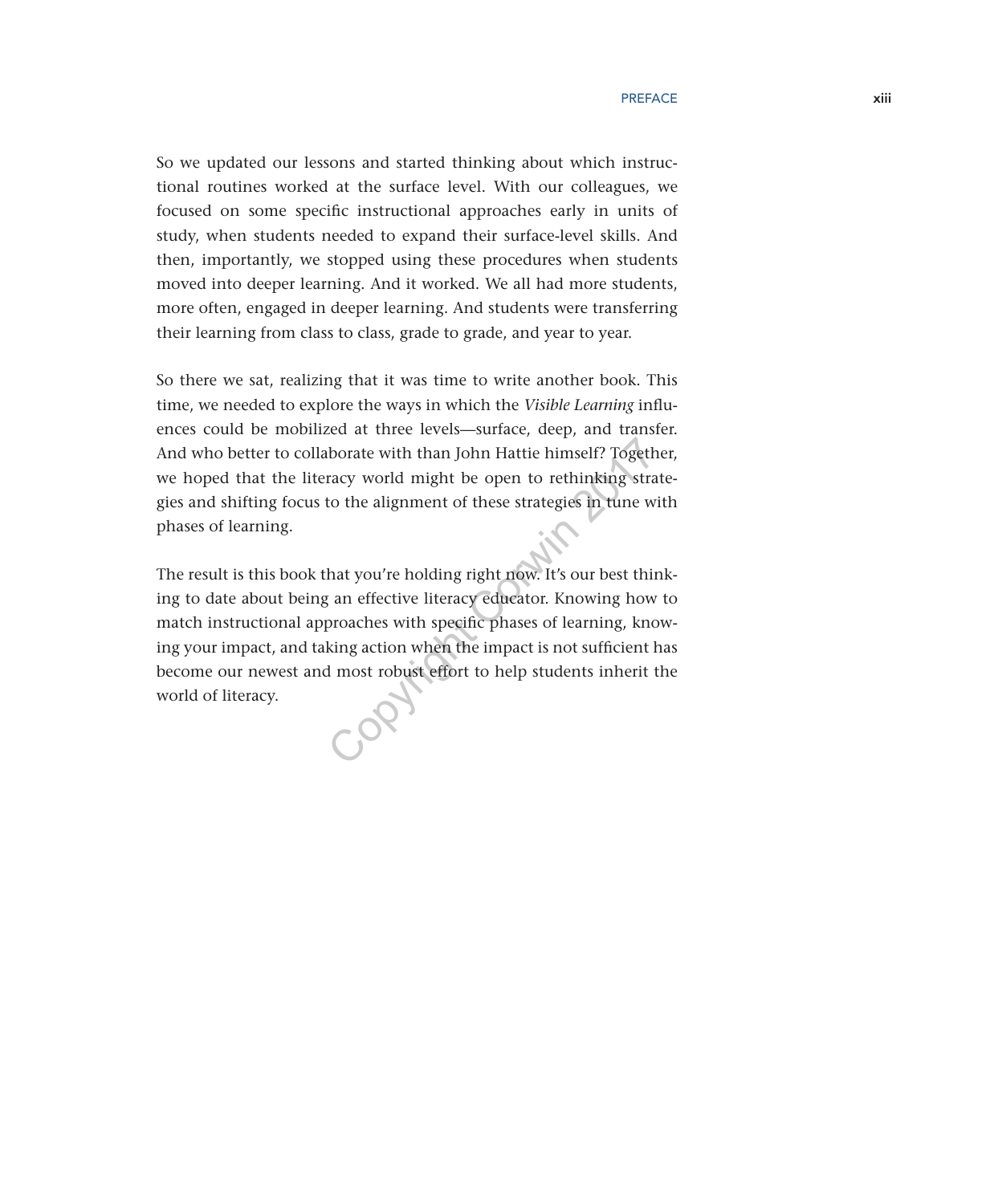So we updated our lessons and started thinking about which instructional routines worked at the surface level. With our colleagues, we focused on some specific instructional approaches early in units of study, when students needed to expand their surface-level skills. And then, importantly, we stopped using these procedures when students moved into deeper learning. And it worked. We all had more students, more often, engaged in deeper learning. And students were transferring their learning from class to class, grade to grade, and year to year.

So there we sat, realizing that it was time to write another book. This time, we needed to explore the ways in which the *Visible Learning* influences could be mobilized at three levels—surface, deep, and transfer. And who better to collaborate with than John Hattie himself? Together, we hoped that the literacy world might be open to rethinking strategies and shifting focus to the alignment of these strategies in tune with phases of learning.

The result is this book that you're holding right now. It's our best thinking to date about being an effective literacy educator. Knowing how to match instructional approaches with specific phases of learning, knowing your impact, and taking action when the impact is not sufficient has become our newest and most robust effort to help students inherit the world of literacy.